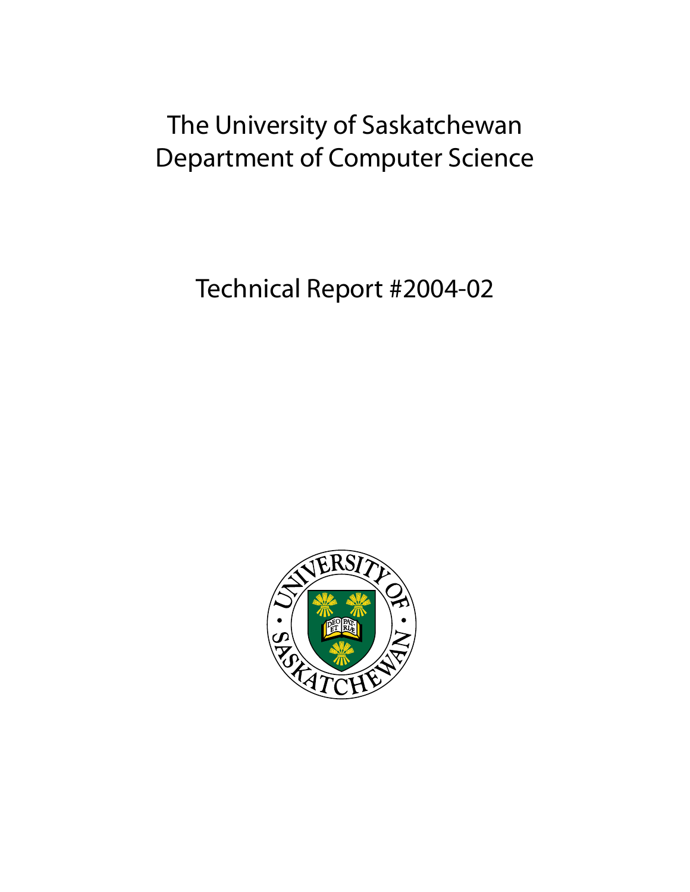# The University of Saskatchewan
# Department of Computer Science

## Technical Report #2004-02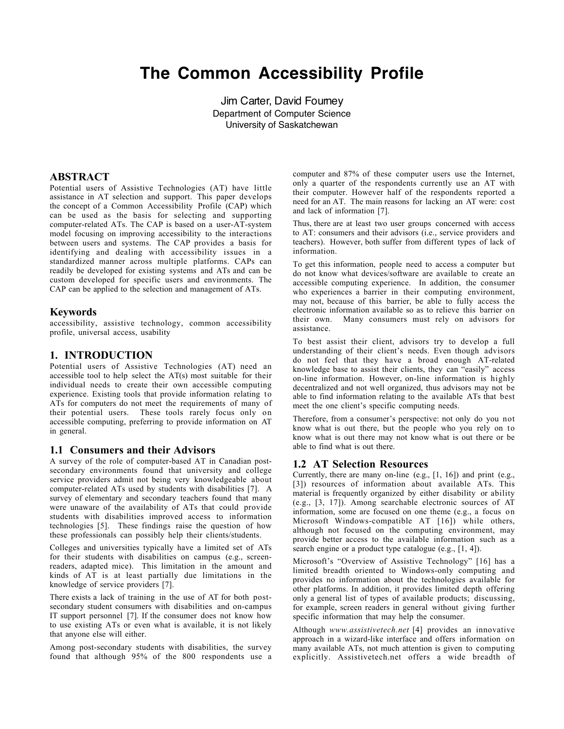# The Common Accessibility Profile

Jim Carter, David Fourney
Department of Computer Science
University of Saskatchewan

## ABSTRACT

Potential users of Assistive Technologies (AT) have little assistance in AT selection and support. This paper develops the concept of a Common Accessibility Profile (CAP) which can be used as the basis for selecting and supporting computer-related ATs. The CAP is based on a user-AT-system model focusing on improving accessibility to the interactions between users and systems. The CAP provides a basis for identifying and dealing with accessibility issues in a standardized manner across multiple platforms. CAPs can readily be developed for existing systems and ATs and can be custom developed for specific users and environments. The CAP can be applied to the selection and management of ATs.

### Keywords

accessibility, assistive technology, common accessibility profile, universal access, usability

## 1. INTRODUCTION

Potential users of Assistive Technologies (AT) need an accessible tool to help select the AT(s) most suitable for their individual needs to create their own accessible computing experience. Existing tools that provide information relating to ATs for computers do not meet the requirements of many of their potential users. These tools rarely focus only on accessible computing, preferring to provide information on AT in general.

### 1.1 Consumers and their Advisors

A survey of the role of computer-based AT in Canadian post-secondary environments found that university and college service providers admit not being very knowledgeable about computer-related ATs used by students with disabilities [7]. A survey of elementary and secondary teachers found that many were unaware of the availability of ATs that could provide students with disabilities improved access to information technologies [5]. These findings raise the question of how these professionals can possibly help their clients/students.

Colleges and universities typically have a limited set of ATs for their students with disabilities on campus (e.g., screen-readers, adapted mice). This limitation in the amount and kinds of AT is at least partially due limitations in the knowledge of service providers [7].

There exists a lack of training in the use of AT for both post-secondary student consumers with disabilities and on-campus IT support personnel [7]. If the consumer does not know how to use existing ATs or even what is available, it is not likely that anyone else will either.

Among post-secondary students with disabilities, the survey found that although 95% of the 800 respondents use a computer and 87% of these computer users use the Internet, only a quarter of the respondents currently use an AT with their computer. However half of the respondents reported a need for an AT. The main reasons for lacking an AT were: cost and lack of information [7].

Thus, there are at least two user groups concerned with access to AT: consumers and their advisors (i.e., service providers and teachers). However, both suffer from different types of lack of information.

To get this information, people need to access a computer but do not know what devices/software are available to create an accessible computing experience. In addition, the consumer who experiences a barrier in their computing environment, may not, because of this barrier, be able to fully access the electronic information available so as to relieve this barrier on their own. Many consumers must rely on advisors for assistance.

To best assist their client, advisors try to develop a full understanding of their client's needs. Even though advisors do not feel that they have a broad enough AT-related knowledge base to assist their clients, they can "easily" access on-line information. However, on-line information is highly decentralized and not well organized, thus advisors may not be able to find information relating to the available ATs that best meet the one client's specific computing needs.

Therefore, from a consumer's perspective: not only do you not know what is out there, but the people who you rely on to know what is out there may not know what is out there or be able to find what is out there.

### 1.2 AT Selection Resources

Currently, there are many on-line (e.g., [1, 16]) and print (e.g., [3]) resources of information about available ATs. This material is frequently organized by either disability or ability (e.g., [3, 17]). Among searchable electronic sources of AT information, some are focused on one theme (e.g., a focus on Microsoft Windows-compatible AT [16]) while others, although not focused on the computing environment, may provide better access to the available information such as a search engine or a product type catalogue (e.g., [1, 4]).

Microsoft's "Overview of Assistive Technology" [16] has a limited breadth oriented to Windows-only computing and provides no information about the technologies available for other platforms. In addition, it provides limited depth offering only a general list of types of available products; discussing, for example, screen readers in general without giving further specific information that may help the consumer.

Although *www.assistivetech.net* [4] provides an innovative approach in a wizard-like interface and offers information on many available ATs, not much attention is given to computing explicitly. Assistivetech.net offers a wide breadth of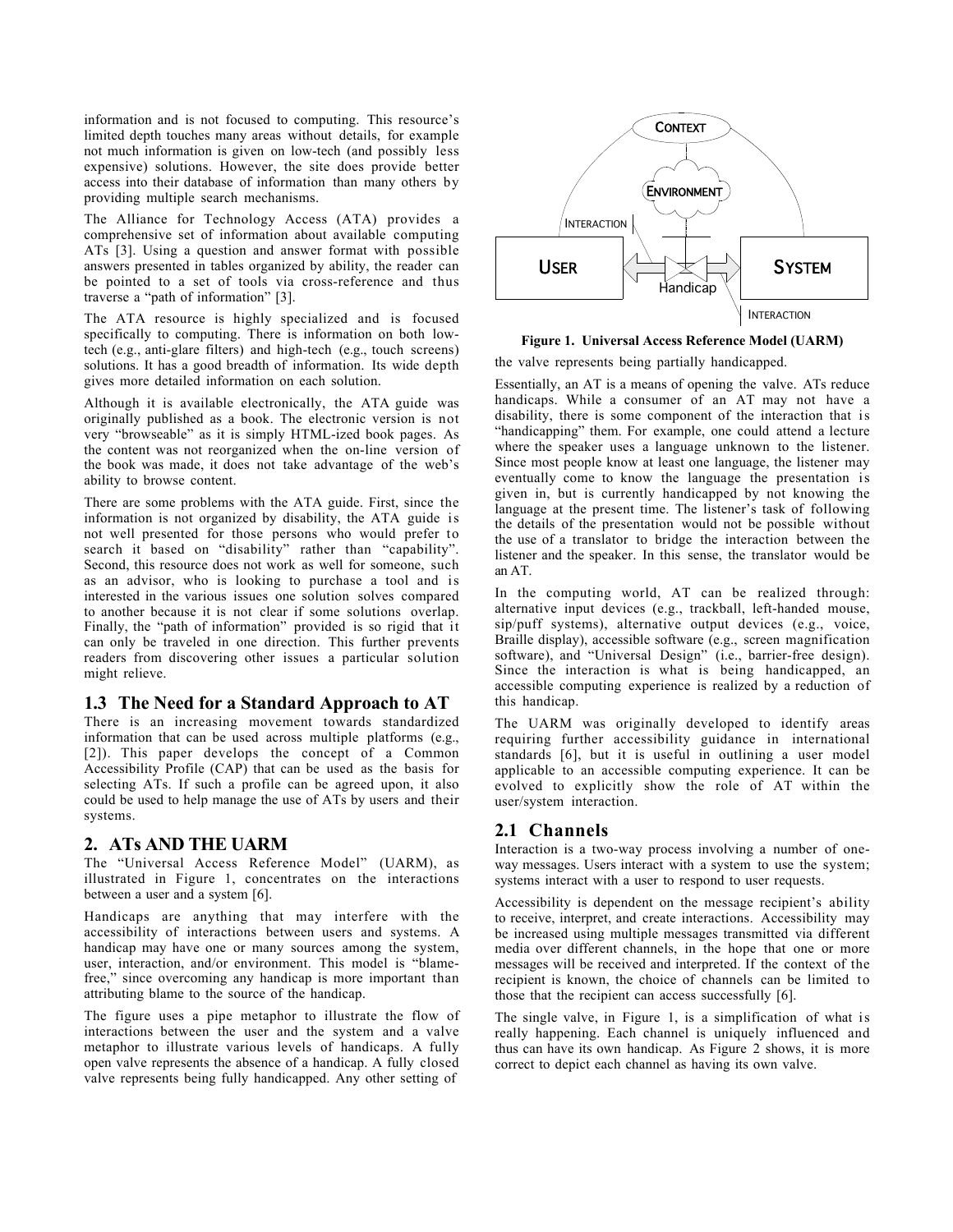information and is not focused to computing. This resource's limited depth touches many areas without details, for example not much information is given on low-tech (and possibly less expensive) solutions. However, the site does provide better access into their database of information than many others by providing multiple search mechanisms.

The Alliance for Technology Access (ATA) provides a comprehensive set of information about available computing ATs [3]. Using a question and answer format with possible answers presented in tables organized by ability, the reader can be pointed to a set of tools via cross-reference and thus traverse a "path of information" [3].

The ATA resource is highly specialized and is focused specifically to computing. There is information on both low-tech (e.g., anti-glare filters) and high-tech (e.g., touch screens) solutions. It has a good breadth of information. Its wide depth gives more detailed information on each solution.

Although it is available electronically, the ATA guide was originally published as a book. The electronic version is not very "browseable" as it is simply HTML-ized book pages. As the content was not reorganized when the on-line version of the book was made, it does not take advantage of the web's ability to browse content.

There are some problems with the ATA guide. First, since the information is not organized by disability, the ATA guide is not well presented for those persons who would prefer to search it based on "disability" rather than "capability". Second, this resource does not work as well for someone, such as an advisor, who is looking to purchase a tool and is interested in the various issues one solution solves compared to another because it is not clear if some solutions overlap. Finally, the "path of information" provided is so rigid that it can only be traveled in one direction. This further prevents readers from discovering other issues a particular solution might relieve.

## 1.3 The Need for a Standard Approach to AT

There is an increasing movement towards standardized information that can be used across multiple platforms (e.g., [2]). This paper develops the concept of a Common Accessibility Profile (CAP) that can be used as the basis for selecting ATs. If such a profile can be agreed upon, it also could be used to help manage the use of ATs by users and their systems.

## 2. ATs AND THE UARM

The "Universal Access Reference Model" (UARM), as illustrated in Figure 1, concentrates on the interactions between a user and a system [6].

Handicaps are anything that may interfere with the accessibility of interactions between users and systems. A handicap may have one or many sources among the system, user, interaction, and/or environment. This model is "blame-free," since overcoming any handicap is more important than attributing blame to the source of the handicap.

The figure uses a pipe metaphor to illustrate the flow of interactions between the user and the system and a valve metaphor to illustrate various levels of handicaps. A fully open valve represents the absence of a handicap. A fully closed valve represents being fully handicapped. Any other setting of the valve represents being partially handicapped.

**Figure 1. Universal Access Reference Model (UARM)**

Essentially, an AT is a means of opening the valve. ATs reduce handicaps. While a consumer of an AT may not have a disability, there is some component of the interaction that is "handicapping" them. For example, one could attend a lecture where the speaker uses a language unknown to the listener. Since most people know at least one language, the listener may eventually come to know the language the presentation is given in, but is currently handicapped by not knowing the language at the present time. The listener's task of following the details of the presentation would not be possible without the use of a translator to bridge the interaction between the listener and the speaker. In this sense, the translator would be an AT.

In the computing world, AT can be realized through: alternative input devices (e.g., trackball, left-handed mouse, sip/puff systems), alternative output devices (e.g., voice, Braille display), accessible software (e.g., screen magnification software), and "Universal Design" (i.e., barrier-free design). Since the interaction is what is being handicapped, an accessible computing experience is realized by a reduction of this handicap.

The UARM was originally developed to identify areas requiring further accessibility guidance in international standards [6], but it is useful in outlining a user model applicable to an accessible computing experience. It can be evolved to explicitly show the role of AT within the user/system interaction.

## 2.1 Channels

Interaction is a two-way process involving a number of one-way messages. Users interact with a system to use the system; systems interact with a user to respond to user requests.

Accessibility is dependent on the message recipient's ability to receive, interpret, and create interactions. Accessibility may be increased using multiple messages transmitted via different media over different channels, in the hope that one or more messages will be received and interpreted. If the context of the recipient is known, the choice of channels can be limited to those that the recipient can access successfully [6].

The single valve, in Figure 1, is a simplification of what is really happening. Each channel is uniquely influenced and thus can have its own handicap. As Figure 2 shows, it is more correct to depict each channel as having its own valve.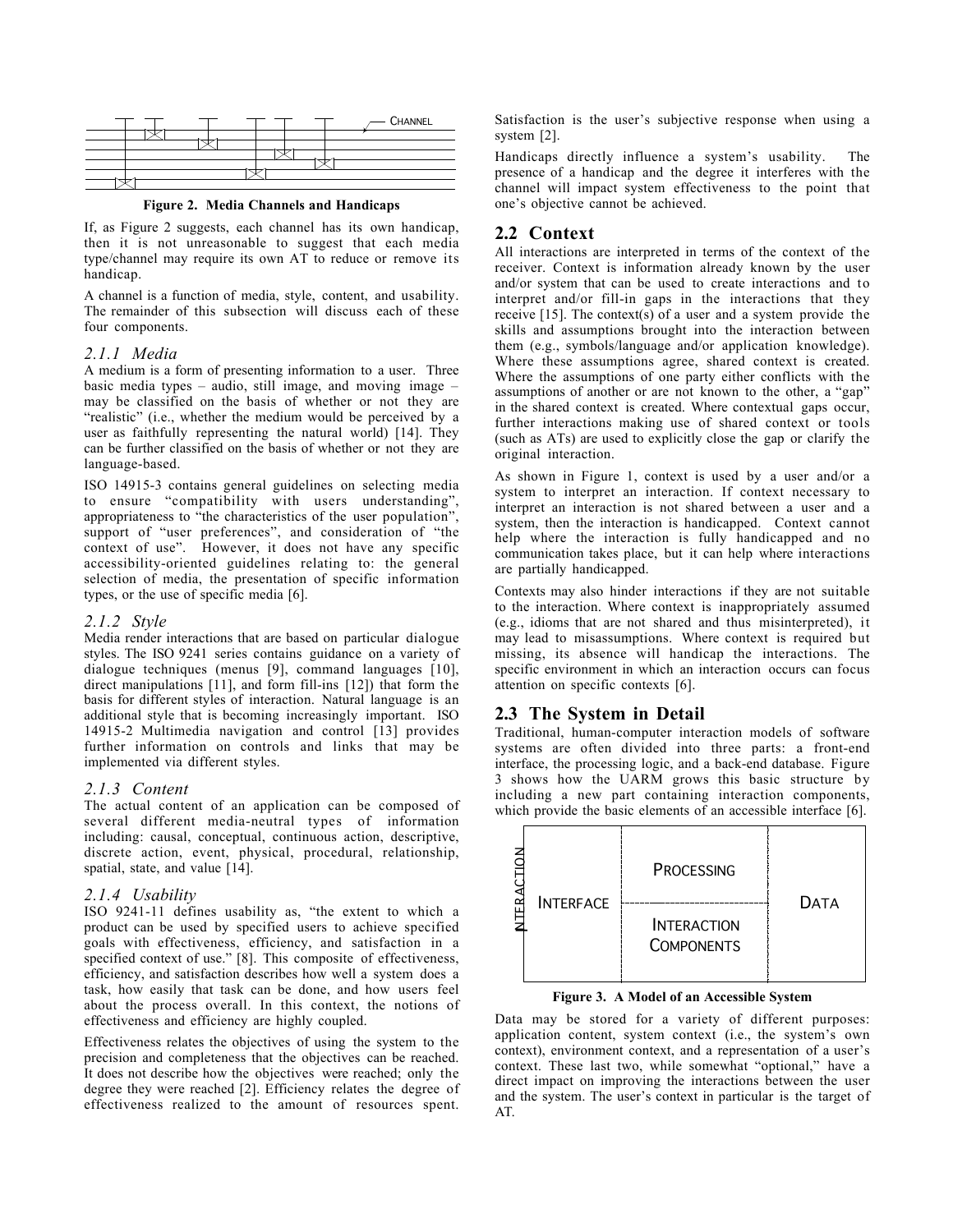Figure 2. Media Channels and Handicaps

If, as Figure 2 suggests, each channel has its own handicap, then it is not unreasonable to suggest that each media type/channel may require its own AT to reduce or remove its handicap.

A channel is a function of media, style, content, and usability. The remainder of this subsection will discuss each of these four components.

### *2.1.1 Media*

A medium is a form of presenting information to a user. Three basic media types – audio, still image, and moving image – may be classified on the basis of whether or not they are "realistic" (i.e., whether the medium would be perceived by a user as faithfully representing the natural world) [14]. They can be further classified on the basis of whether or not they are language-based.

ISO 14915-3 contains general guidelines on selecting media to ensure "compatibility with users understanding", appropriateness to "the characteristics of the user population", support of "user preferences", and consideration of "the context of use". However, it does not have any specific accessibility-oriented guidelines relating to: the general selection of media, the presentation of specific information types, or the use of specific media [6].

### *2.1.2 Style*

Media render interactions that are based on particular dialogue styles. The ISO 9241 series contains guidance on a variety of dialogue techniques (menus [9], command languages [10], direct manipulations [11], and form fill-ins [12]) that form the basis for different styles of interaction. Natural language is an additional style that is becoming increasingly important. ISO 14915-2 Multimedia navigation and control [13] provides further information on controls and links that may be implemented via different styles.

### *2.1.3 Content*

The actual content of an application can be composed of several different media-neutral types of information including: causal, conceptual, continuous action, descriptive, discrete action, event, physical, procedural, relationship, spatial, state, and value [14].

### *2.1.4 Usability*

ISO 9241-11 defines usability as, "the extent to which a product can be used by specified users to achieve specified goals with effectiveness, efficiency, and satisfaction in a specified context of use." [8]. This composite of effectiveness, efficiency, and satisfaction describes how well a system does a task, how easily that task can be done, and how users feel about the process overall. In this context, the notions of effectiveness and efficiency are highly coupled.

Effectiveness relates the objectives of using the system to the precision and completeness that the objectives can be reached. It does not describe how the objectives were reached; only the degree they were reached [2]. Efficiency relates the degree of effectiveness realized to the amount of resources spent. Satisfaction is the user's subjective response when using a system [2].

Handicaps directly influence a system's usability. The presence of a handicap and the degree it interferes with the channel will impact system effectiveness to the point that one's objective cannot be achieved.

## 2.2 Context

All interactions are interpreted in terms of the context of the receiver. Context is information already known by the user and/or system that can be used to create interactions and to interpret and/or fill-in gaps in the interactions that they receive [15]. The context(s) of a user and a system provide the skills and assumptions brought into the interaction between them (e.g., symbols/language and/or application knowledge). Where these assumptions agree, shared context is created. Where the assumptions of one party either conflicts with the assumptions of another or are not known to the other, a "gap" in the shared context is created. Where contextual gaps occur, further interactions making use of shared context or tools (such as ATs) are used to explicitly close the gap or clarify the original interaction.

As shown in Figure 1, context is used by a user and/or a system to interpret an interaction. If context necessary to interpret an interaction is not shared between a user and a system, then the interaction is handicapped. Context cannot help where the interaction is fully handicapped and no communication takes place, but it can help where interactions are partially handicapped.

Contexts may also hinder interactions if they are not suitable to the interaction. Where context is inappropriately assumed (e.g., idioms that are not shared and thus misinterpreted), it may lead to misassumptions. Where context is required but missing, its absence will handicap the interactions. The specific environment in which an interaction occurs can focus attention on specific contexts [6].

## 2.3 The System in Detail

Traditional, human-computer interaction models of software systems are often divided into three parts: a front-end interface, the processing logic, and a back-end database. Figure 3 shows how the UARM grows this basic structure by including a new part containing interaction components, which provide the basic elements of an accessible interface [6].

Figure 3. A Model of an Accessible System

Data may be stored for a variety of different purposes: application content, system context (i.e., the system's own context), environment context, and a representation of a user's context. These last two, while somewhat "optional," have a direct impact on improving the interactions between the user and the system. The user's context in particular is the target of AT.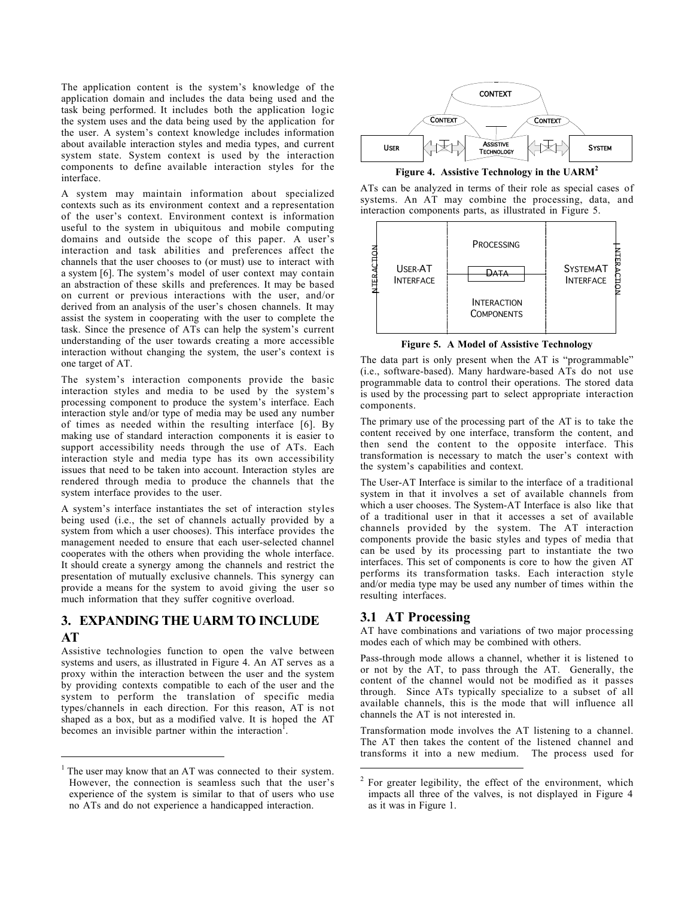The application content is the system's knowledge of the application domain and includes the data being used and the task being performed. It includes both the application logic the system uses and the data being used by the application for the user. A system's context knowledge includes information about available interaction styles and media types, and current system state. System context is used by the interaction components to define available interaction styles for the interface.

A system may maintain information about specialized contexts such as its environment context and a representation of the user's context. Environment context is information useful to the system in ubiquitous and mobile computing domains and outside the scope of this paper. A user's interaction and task abilities and preferences affect the channels that the user chooses to (or must) use to interact with a system [6]. The system's model of user context may contain an abstraction of these skills and preferences. It may be based on current or previous interactions with the user, and/or derived from an analysis of the user's chosen channels. It may assist the system in cooperating with the user to complete the task. Since the presence of ATs can help the system's current understanding of the user towards creating a more accessible interaction without changing the system, the user's context is one target of AT.

The system's interaction components provide the basic interaction styles and media to be used by the system's processing component to produce the system's interface. Each interaction style and/or type of media may be used any number of times as needed within the resulting interface [6]. By making use of standard interaction components it is easier to support accessibility needs through the use of ATs. Each interaction style and media type has its own accessibility issues that need to be taken into account. Interaction styles are rendered through media to produce the channels that the system interface provides to the user.

A system's interface instantiates the set of interaction styles being used (i.e., the set of channels actually provided by a system from which a user chooses). This interface provides the management needed to ensure that each user-selected channel cooperates with the others when providing the whole interface. It should create a synergy among the channels and restrict the presentation of mutually exclusive channels. This synergy can provide a means for the system to avoid giving the user so much information that they suffer cognitive overload.

## 3. EXPANDING THE UARM TO INCLUDE AT

Assistive technologies function to open the valve between systems and users, as illustrated in Figure 4. An AT serves as a proxy within the interaction between the user and the system by providing contexts compatible to each of the user and the system to perform the translation of specific media types/channels in each direction. For this reason, AT is not shaped as a box, but as a modified valve. It is hoped the AT becomes an invisible partner within the interaction[1].

[1] The user may know that an AT was connected to their system. However, the connection is seamless such that the user's experience of the system is similar to that of users who use no ATs and do not experience a handicapped interaction.

**Figure 4. Assistive Technology in the UARM[2]**

ATs can be analyzed in terms of their role as special cases of systems. An AT may combine the processing, data, and interaction components parts, as illustrated in Figure 5.

**Figure 5. A Model of Assistive Technology**

The data part is only present when the AT is "programmable" (i.e., software-based). Many hardware-based ATs do not use programmable data to control their operations. The stored data is used by the processing part to select appropriate interaction components.

The primary use of the processing part of the AT is to take the content received by one interface, transform the content, and then send the content to the opposite interface. This transformation is necessary to match the user's context with the system's capabilities and context.

The User-AT Interface is similar to the interface of a traditional system in that it involves a set of available channels from which a user chooses. The System-AT Interface is also like that of a traditional user in that it accesses a set of available channels provided by the system. The AT interaction components provide the basic styles and types of media that can be used by its processing part to instantiate the two interfaces. This set of components is core to how the given AT performs its transformation tasks. Each interaction style and/or media type may be used any number of times within the resulting interfaces.

### 3.1 AT Processing

AT have combinations and variations of two major processing modes each of which may be combined with others.

Pass-through mode allows a channel, whether it is listened to or not by the AT, to pass through the AT. Generally, the content of the channel would not be modified as it passes through. Since ATs typically specialize to a subset of all available channels, this is the mode that will influence all channels the AT is not interested in.

Transformation mode involves the AT listening to a channel. The AT then takes the content of the listened channel and transforms it into a new medium. The process used for

[2] For greater legibility, the effect of the environment, which impacts all three of the valves, is not displayed in Figure 4 as it was in Figure 1.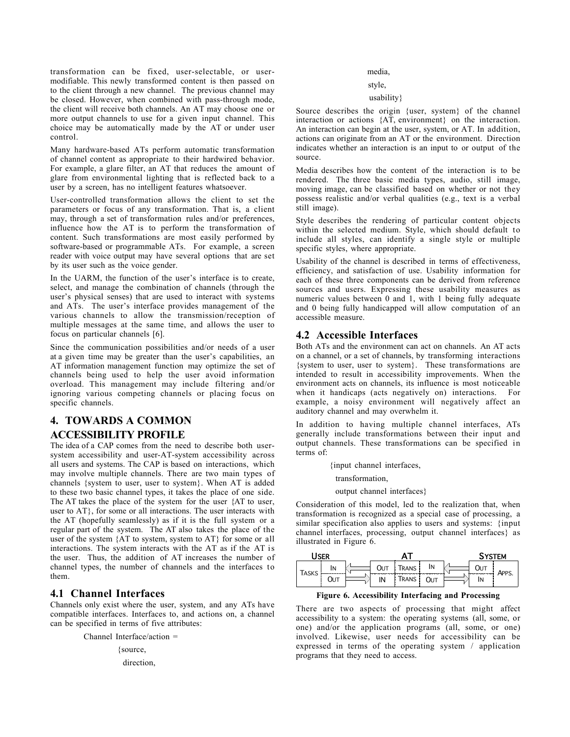transformation can be fixed, user-selectable, or user-modifiable. This newly transformed content is then passed on to the client through a new channel. The previous channel may be closed. However, when combined with pass-through mode, the client will receive both channels. An AT may choose one or more output channels to use for a given input channel. This choice may be automatically made by the AT or under user control.

Many hardware-based ATs perform automatic transformation of channel content as appropriate to their hardwired behavior. For example, a glare filter, an AT that reduces the amount of glare from environmental lighting that is reflected back to a user by a screen, has no intelligent features whatsoever.

User-controlled transformation allows the client to set the parameters or focus of any transformation. That is, a client may, through a set of transformation rules and/or preferences, influence how the AT is to perform the transformation of content. Such transformations are most easily performed by software-based or programmable ATs. For example, a screen reader with voice output may have several options that are set by its user such as the voice gender.

In the UARM, the function of the user's interface is to create, select, and manage the combination of channels (through the user's physical senses) that are used to interact with systems and ATs. The user's interface provides management of the various channels to allow the transmission/reception of multiple messages at the same time, and allows the user to focus on particular channels [6].

Since the communication possibilities and/or needs of a user at a given time may be greater than the user's capabilities, an AT information management function may optimize the set of channels being used to help the user avoid information overload. This management may include filtering and/or ignoring various competing channels or placing focus on specific channels.

## 4. TOWARDS A COMMON ACCESSIBILITY PROFILE

The idea of a CAP comes from the need to describe both user-system accessibility and user-AT-system accessibility across all users and systems. The CAP is based on interactions, which may involve multiple channels. There are two main types of channels {system to user, user to system}. When AT is added to these two basic channel types, it takes the place of one side. The AT takes the place of the system for the user {AT to user, user to AT}, for some or all interactions. The user interacts with the AT (hopefully seamlessly) as if it is the full system or a regular part of the system. The AT also takes the place of the user of the system {AT to system, system to AT} for some or all interactions. The system interacts with the AT as if the AT is the user. Thus, the addition of AT increases the number of channel types, the number of channels and the interfaces to them.

### 4.1 Channel Interfaces

Channels only exist where the user, system, and any ATs have compatible interfaces. Interfaces to, and actions on, a channel can be specified in terms of five attributes:

Channel Interface/action =
{source,
direction,
media,
style,
usability}

Source describes the origin {user, system} of the channel interaction or actions {AT, environment} on the interaction. An interaction can begin at the user, system, or AT. In addition, actions can originate from an AT or the environment. Direction indicates whether an interaction is an input to or output of the source.

Media describes how the content of the interaction is to be rendered. The three basic media types, audio, still image, moving image, can be classified based on whether or not they possess realistic and/or verbal qualities (e.g., text is a verbal still image).

Style describes the rendering of particular content objects within the selected medium. Style, which should default to include all styles, can identify a single style or multiple specific styles, where appropriate.

Usability of the channel is described in terms of effectiveness, efficiency, and satisfaction of use. Usability information for each of these three components can be derived from reference sources and users. Expressing these usability measures as numeric values between 0 and 1, with 1 being fully adequate and 0 being fully handicapped will allow computation of an accessible measure.

### 4.2 Accessible Interfaces

Both ATs and the environment can act on channels. An AT acts on a channel, or a set of channels, by transforming interactions {system to user, user to system}. These transformations are intended to result in accessibility improvements. When the environment acts on channels, its influence is most noticeable when it handicaps (acts negatively on) interactions. For example, a noisy environment will negatively affect an auditory channel and may overwhelm it.

In addition to having multiple channel interfaces, ATs generally include transformations between their input and output channels. These transformations can be specified in terms of:

{input channel interfaces,
transformation,
output channel interfaces}

Consideration of this model, led to the realization that, when transformation is recognized as a special case of processing, a similar specification also applies to users and systems: {input channel interfaces, processing, output channel interfaces} as illustrated in Figure 6.

| USER | | AT | | | | SYSTEM | |
|---|---|---|---|---|---|---|---|
| TASKS | IN | OUT | TRANS | IN | | OUT | APPS. |
| | OUT | IN | TRANS | OUT | | IN | |

**Figure 6. Accessibility Interfacing and Processing**

There are two aspects of processing that might affect accessibility to a system: the operating systems (all, some, or one) and/or the application programs (all, some, or one) involved. Likewise, user needs for accessibility can be expressed in terms of the operating system / application programs that they need to access.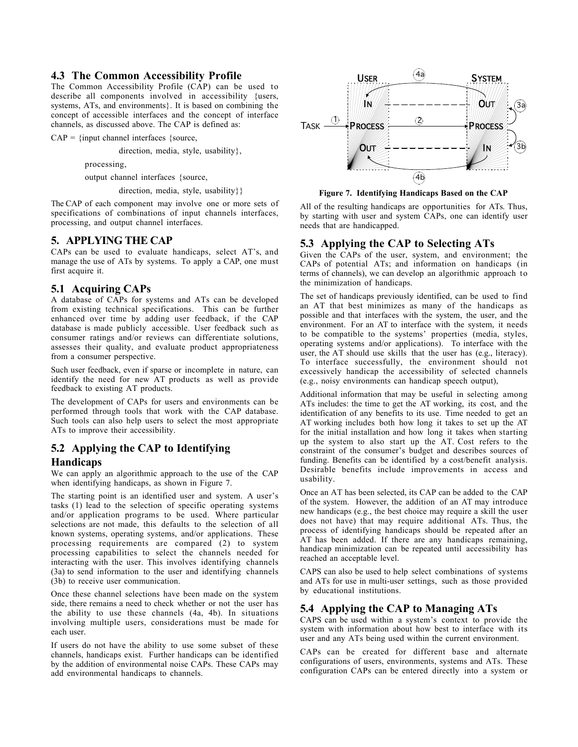## 4.3 The Common Accessibility Profile

The Common Accessibility Profile (CAP) can be used to describe all components involved in accessibility {users, systems, ATs, and environments}. It is based on combining the concept of accessible interfaces and the concept of interface channels, as discussed above. The CAP is defined as:

CAP = {input channel interfaces {source,

direction, media, style, usability},

processing,

output channel interfaces {source,

direction, media, style, usability}}

The CAP of each component may involve one or more sets of specifications of combinations of input channels interfaces, processing, and output channel interfaces.

# 5. APPLYING THE CAP

CAPs can be used to evaluate handicaps, select AT's, and manage the use of ATs by systems. To apply a CAP, one must first acquire it.

## 5.1 Acquiring CAPs

A database of CAPs for systems and ATs can be developed from existing technical specifications. This can be further enhanced over time by adding user feedback, if the CAP database is made publicly accessible. User feedback such as consumer ratings and/or reviews can differentiate solutions, assesses their quality, and evaluate product appropriateness from a consumer perspective.

Such user feedback, even if sparse or incomplete in nature, can identify the need for new AT products as well as provide feedback to existing AT products.

The development of CAPs for users and environments can be performed through tools that work with the CAP database. Such tools can also help users to select the most appropriate ATs to improve their accessibility.

## 5.2 Applying the CAP to Identifying Handicaps

We can apply an algorithmic approach to the use of the CAP when identifying handicaps, as shown in Figure 7.

The starting point is an identified user and system. A user's tasks (1) lead to the selection of specific operating systems and/or application programs to be used. Where particular selections are not made, this defaults to the selection of all known systems, operating systems, and/or applications. These processing requirements are compared (2) to system processing capabilities to select the channels needed for interacting with the user. This involves identifying channels (3a) to send information to the user and identifying channels (3b) to receive user communication.

Once these channel selections have been made on the system side, there remains a need to check whether or not the user has the ability to use these channels (4a, 4b). In situations involving multiple users, considerations must be made for each user.

If users do not have the ability to use some subset of these channels, handicaps exist. Further handicaps can be identified by the addition of environmental noise CAPs. These CAPs may add environmental handicaps to channels.

**Figure 7. Identifying Handicaps Based on the CAP**

All of the resulting handicaps are opportunities for ATs. Thus, by starting with user and system CAPs, one can identify user needs that are handicapped.

## 5.3 Applying the CAP to Selecting ATs

Given the CAPs of the user, system, and environment; the CAPs of potential ATs; and information on handicaps (in terms of channels), we can develop an algorithmic approach to the minimization of handicaps.

The set of handicaps previously identified, can be used to find an AT that best minimizes as many of the handicaps as possible and that interfaces with the system, the user, and the environment. For an AT to interface with the system, it needs to be compatible to the systems' properties (media, styles, operating systems and/or applications). To interface with the user, the AT should use skills that the user has (e.g., literacy). To interface successfully, the environment should not excessively handicap the accessibility of selected channels (e.g., noisy environments can handicap speech output),

Additional information that may be useful in selecting among ATs includes: the time to get the AT working, its cost, and the identification of any benefits to its use. Time needed to get an AT working includes both how long it takes to set up the AT for the initial installation and how long it takes when starting up the system to also start up the AT. Cost refers to the constraint of the consumer's budget and describes sources of funding. Benefits can be identified by a cost/benefit analysis. Desirable benefits include improvements in access and usability.

Once an AT has been selected, its CAP can be added to the CAP of the system. However, the addition of an AT may introduce new handicaps (e.g., the best choice may require a skill the user does not have) that may require additional ATs. Thus, the process of identifying handicaps should be repeated after an AT has been added. If there are any handicaps remaining, handicap minimization can be repeated until accessibility has reached an acceptable level.

CAPS can also be used to help select combinations of systems and ATs for use in multi-user settings, such as those provided by educational institutions.

## 5.4 Applying the CAP to Managing ATs

CAPS can be used within a system's context to provide the system with information about how best to interface with its user and any ATs being used within the current environment.

CAPs can be created for different base and alternate configurations of users, environments, systems and ATs. These configuration CAPs can be entered directly into a system or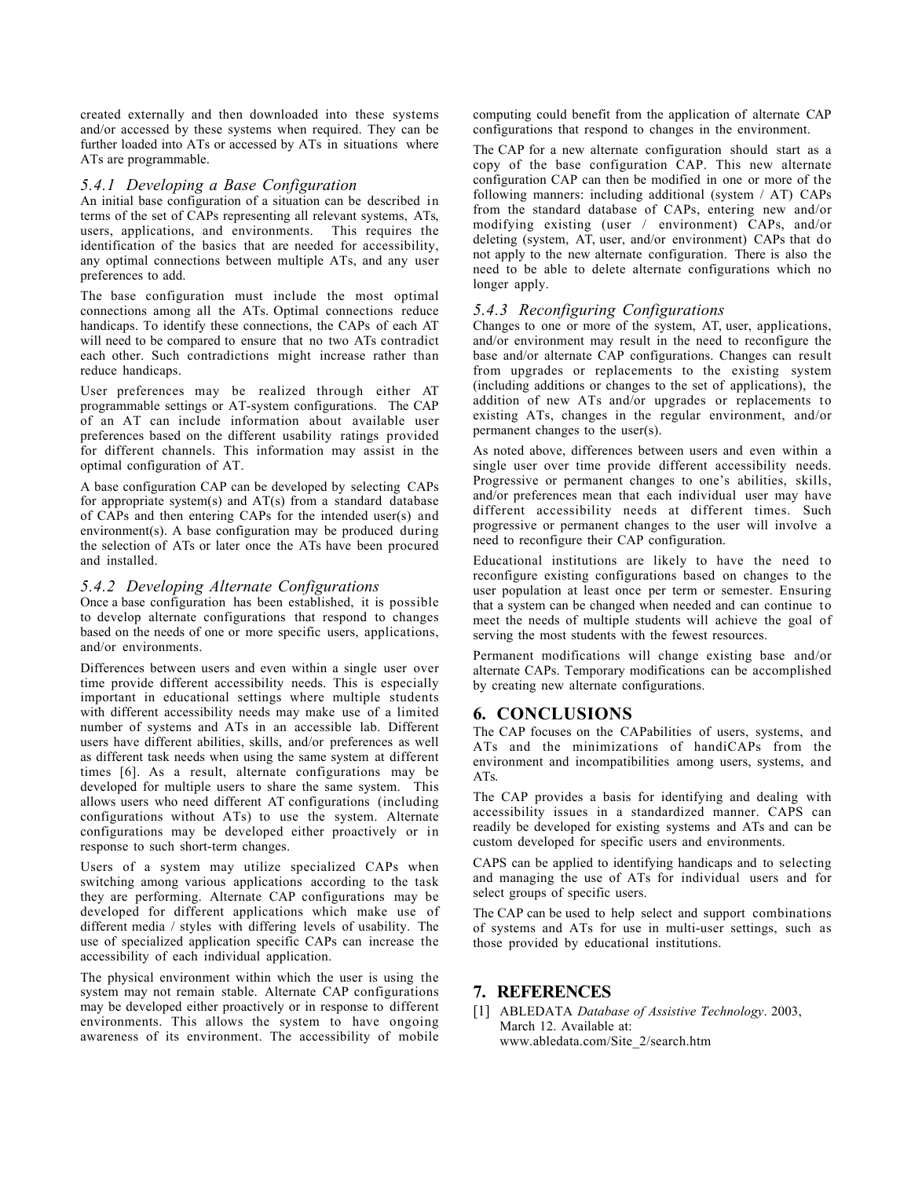created externally and then downloaded into these systems and/or accessed by these systems when required. They can be further loaded into ATs or accessed by ATs in situations where ATs are programmable.

### *5.4.1 Developing a Base Configuration*

An initial base configuration of a situation can be described in terms of the set of CAPs representing all relevant systems, ATs, users, applications, and environments. This requires the identification of the basics that are needed for accessibility, any optimal connections between multiple ATs, and any user preferences to add.

The base configuration must include the most optimal connections among all the ATs. Optimal connections reduce handicaps. To identify these connections, the CAPs of each AT will need to be compared to ensure that no two ATs contradict each other. Such contradictions might increase rather than reduce handicaps.

User preferences may be realized through either AT programmable settings or AT-system configurations. The CAP of an AT can include information about available user preferences based on the different usability ratings provided for different channels. This information may assist in the optimal configuration of AT.

A base configuration CAP can be developed by selecting CAPs for appropriate system(s) and AT(s) from a standard database of CAPs and then entering CAPs for the intended user(s) and environment(s). A base configuration may be produced during the selection of ATs or later once the ATs have been procured and installed.

### *5.4.2 Developing Alternate Configurations*

Once a base configuration has been established, it is possible to develop alternate configurations that respond to changes based on the needs of one or more specific users, applications, and/or environments.

Differences between users and even within a single user over time provide different accessibility needs. This is especially important in educational settings where multiple students with different accessibility needs may make use of a limited number of systems and ATs in an accessible lab. Different users have different abilities, skills, and/or preferences as well as different task needs when using the same system at different times [6]. As a result, alternate configurations may be developed for multiple users to share the same system. This allows users who need different AT configurations (including configurations without ATs) to use the system. Alternate configurations may be developed either proactively or in response to such short-term changes.

Users of a system may utilize specialized CAPs when switching among various applications according to the task they are performing. Alternate CAP configurations may be developed for different applications which make use of different media / styles with differing levels of usability. The use of specialized application specific CAPs can increase the accessibility of each individual application.

The physical environment within which the user is using the system may not remain stable. Alternate CAP configurations may be developed either proactively or in response to different environments. This allows the system to have ongoing awareness of its environment. The accessibility of mobile computing could benefit from the application of alternate CAP configurations that respond to changes in the environment.

The CAP for a new alternate configuration should start as a copy of the base configuration CAP. This new alternate configuration CAP can then be modified in one or more of the following manners: including additional (system / AT) CAPs from the standard database of CAPs, entering new and/or modifying existing (user / environment) CAPs, and/or deleting (system, AT, user, and/or environment) CAPs that do not apply to the new alternate configuration. There is also the need to be able to delete alternate configurations which no longer apply.

### *5.4.3 Reconfiguring Configurations*

Changes to one or more of the system, AT, user, applications, and/or environment may result in the need to reconfigure the base and/or alternate CAP configurations. Changes can result from upgrades or replacements to the existing system (including additions or changes to the set of applications), the addition of new ATs and/or upgrades or replacements to existing ATs, changes in the regular environment, and/or permanent changes to the user(s).

As noted above, differences between users and even within a single user over time provide different accessibility needs. Progressive or permanent changes to one's abilities, skills, and/or preferences mean that each individual user may have different accessibility needs at different times. Such progressive or permanent changes to the user will involve a need to reconfigure their CAP configuration.

Educational institutions are likely to have the need to reconfigure existing configurations based on changes to the user population at least once per term or semester. Ensuring that a system can be changed when needed and can continue to meet the needs of multiple students will achieve the goal of serving the most students with the fewest resources.

Permanent modifications will change existing base and/or alternate CAPs. Temporary modifications can be accomplished by creating new alternate configurations.

## 6. CONCLUSIONS

The CAP focuses on the CAPabilities of users, systems, and ATs and the minimizations of handiCAPs from the environment and incompatibilities among users, systems, and ATs.

The CAP provides a basis for identifying and dealing with accessibility issues in a standardized manner. CAPS can readily be developed for existing systems and ATs and can be custom developed for specific users and environments.

CAPS can be applied to identifying handicaps and to selecting and managing the use of ATs for individual users and for select groups of specific users.

The CAP can be used to help select and support combinations of systems and ATs for use in multi-user settings, such as those provided by educational institutions.

## 7. REFERENCES

[1] ABLEDATA *Database of Assistive Technology*. 2003, March 12. Available at: www.abledata.com/Site_2/search.htm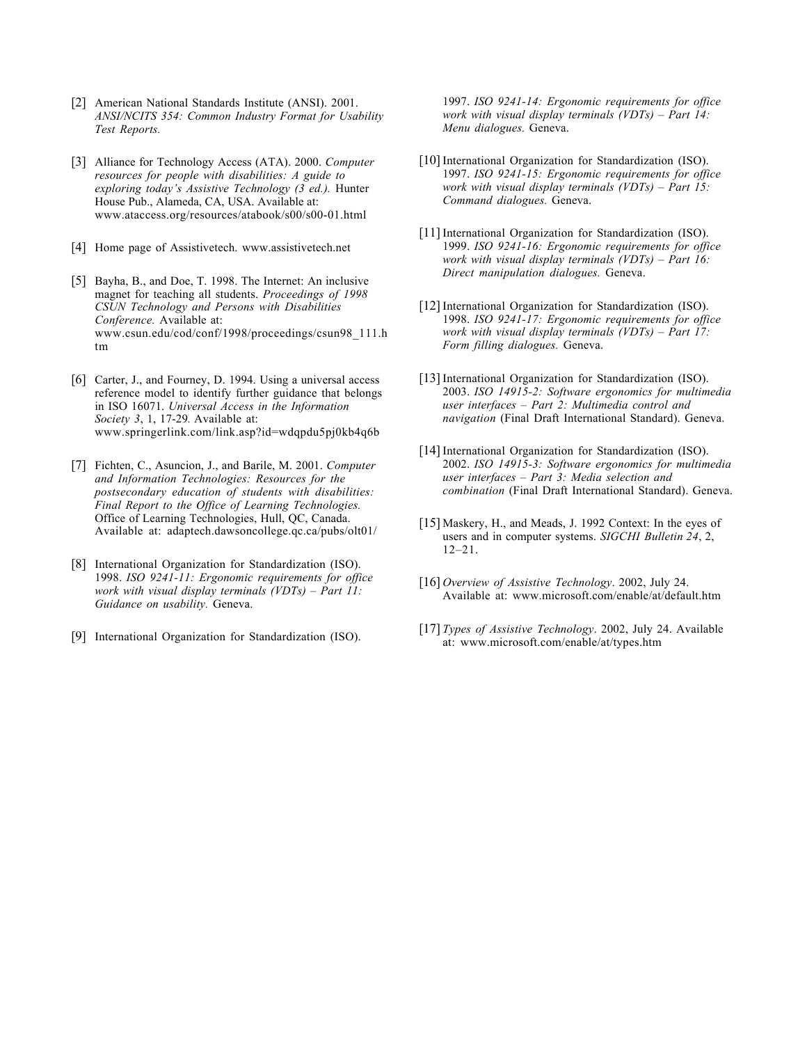[2] American National Standards Institute (ANSI). 2001. *ANSI/NCITS 354: Common Industry Format for Usability Test Reports.*

[3] Alliance for Technology Access (ATA). 2000. *Computer resources for people with disabilities: A guide to exploring today's Assistive Technology (3 ed.).* Hunter House Pub., Alameda, CA, USA. Available at: www.ataccess.org/resources/atabook/s00/s00-01.html

[4] Home page of Assistivetech. www.assistivetech.net

[5] Bayha, B., and Doe, T. 1998. The Internet: An inclusive magnet for teaching all students. *Proceedings of 1998 CSUN Technology and Persons with Disabilities Conference.* Available at: www.csun.edu/cod/conf/1998/proceedings/csun98_111.htm

[6] Carter, J., and Fourney, D. 1994. Using a universal access reference model to identify further guidance that belongs in ISO 16071. *Universal Access in the Information Society 3*, 1, 17-29*.* Available at: www.springerlink.com/link.asp?id=wdqpdu5pj0kb4q6b

[7] Fichten, C., Asuncion, J., and Barile, M. 2001. *Computer and Information Technologies: Resources for the postsecondary education of students with disabilities: Final Report to the Office of Learning Technologies.* Office of Learning Technologies, Hull, QC, Canada. Available at: adaptech.dawsoncollege.qc.ca/pubs/olt01/

[8] International Organization for Standardization (ISO). 1998. *ISO 9241-11: Ergonomic requirements for office work with visual display terminals (VDTs) – Part 11: Guidance on usability.* Geneva.

[9] International Organization for Standardization (ISO). 1997. *ISO 9241-14: Ergonomic requirements for office work with visual display terminals (VDTs) – Part 14: Menu dialogues.* Geneva.

[10] International Organization for Standardization (ISO). 1997. *ISO 9241-15: Ergonomic requirements for office work with visual display terminals (VDTs) – Part 15: Command dialogues.* Geneva.

[11] International Organization for Standardization (ISO). 1999. *ISO 9241-16: Ergonomic requirements for office work with visual display terminals (VDTs) – Part 16: Direct manipulation dialogues.* Geneva.

[12] International Organization for Standardization (ISO). 1998. *ISO 9241-17: Ergonomic requirements for office work with visual display terminals (VDTs) – Part 17: Form filling dialogues.* Geneva.

[13] International Organization for Standardization (ISO). 2003. *ISO 14915-2: Software ergonomics for multimedia user interfaces – Part 2: Multimedia control and navigation* (Final Draft International Standard). Geneva.

[14] International Organization for Standardization (ISO). 2002. *ISO 14915-3: Software ergonomics for multimedia user interfaces – Part 3: Media selection and combination* (Final Draft International Standard). Geneva.

[15] Maskery, H., and Meads, J. 1992 Context: In the eyes of users and in computer systems. *SIGCHI Bulletin 24*, 2, 12–21.

[16] *Overview of Assistive Technology*. 2002, July 24. Available at: www.microsoft.com/enable/at/default.htm

[17] *Types of Assistive Technology*. 2002, July 24. Available at: www.microsoft.com/enable/at/types.htm